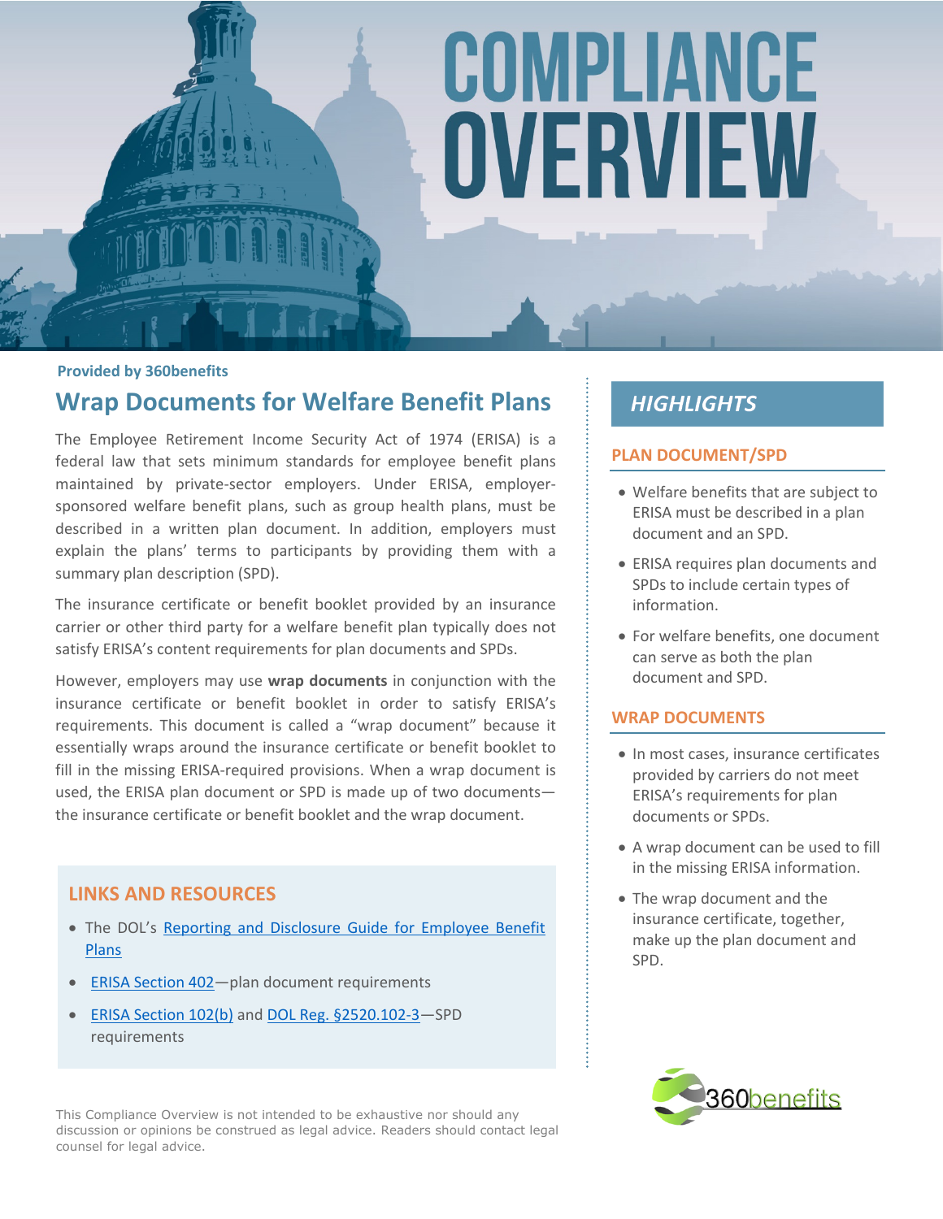# COMPLIANCE OVERVIEW

**Provided by 360benefits**

## Wrap Documents for Welfare Benefit Plans

The Employee Retirement Income Security Act of 1974 (ERISA) is a federal law that sets minimum standards for employee benefit plans maintained by private-sector employers. Under ERISA, employer-sponsored welfare benefit plans, such as group health plans, must be described in a written plan document. In addition, employers must explain the plans' terms to participants by providing them with a summary plan description (SPD).

The insurance certificate or benefit booklet provided by an insurance carrier or other third party for a welfare benefit plan typically does not satisfy ERISA's content requirements for plan documents and SPDs.

However, employers may use **wrap documents** in conjunction with the insurance certificate or benefit booklet in order to satisfy ERISA's requirements. This document is called a "wrap document" because it essentially wraps around the insurance certificate or benefit booklet to fill in the missing ERISA-required provisions. When a wrap document is used, the ERISA plan document or SPD is made up of two documents—the insurance certificate or benefit booklet and the wrap document.

### LINKS AND RESOURCES

- The DOL's Reporting and Disclosure Guide for Employee Benefit Plans
- ERISA Section 402—plan document requirements
- ERISA Section 102(b) and DOL Reg. §2520.102-3—SPD requirements

This Compliance Overview is not intended to be exhaustive nor should any discussion or opinions be construed as legal advice. Readers should contact legal counsel for legal advice.

## *HIGHLIGHTS*

### PLAN DOCUMENT/SPD

- Welfare benefits that are subject to ERISA must be described in a plan document and an SPD.
- ERISA requires plan documents and SPDs to include certain types of information.
- For welfare benefits, one document can serve as both the plan document and SPD.

### WRAP DOCUMENTS

- In most cases, insurance certificates provided by carriers do not meet ERISA's requirements for plan documents or SPDs.
- A wrap document can be used to fill in the missing ERISA information.
- The wrap document and the insurance certificate, together, make up the plan document and SPD.

360benefits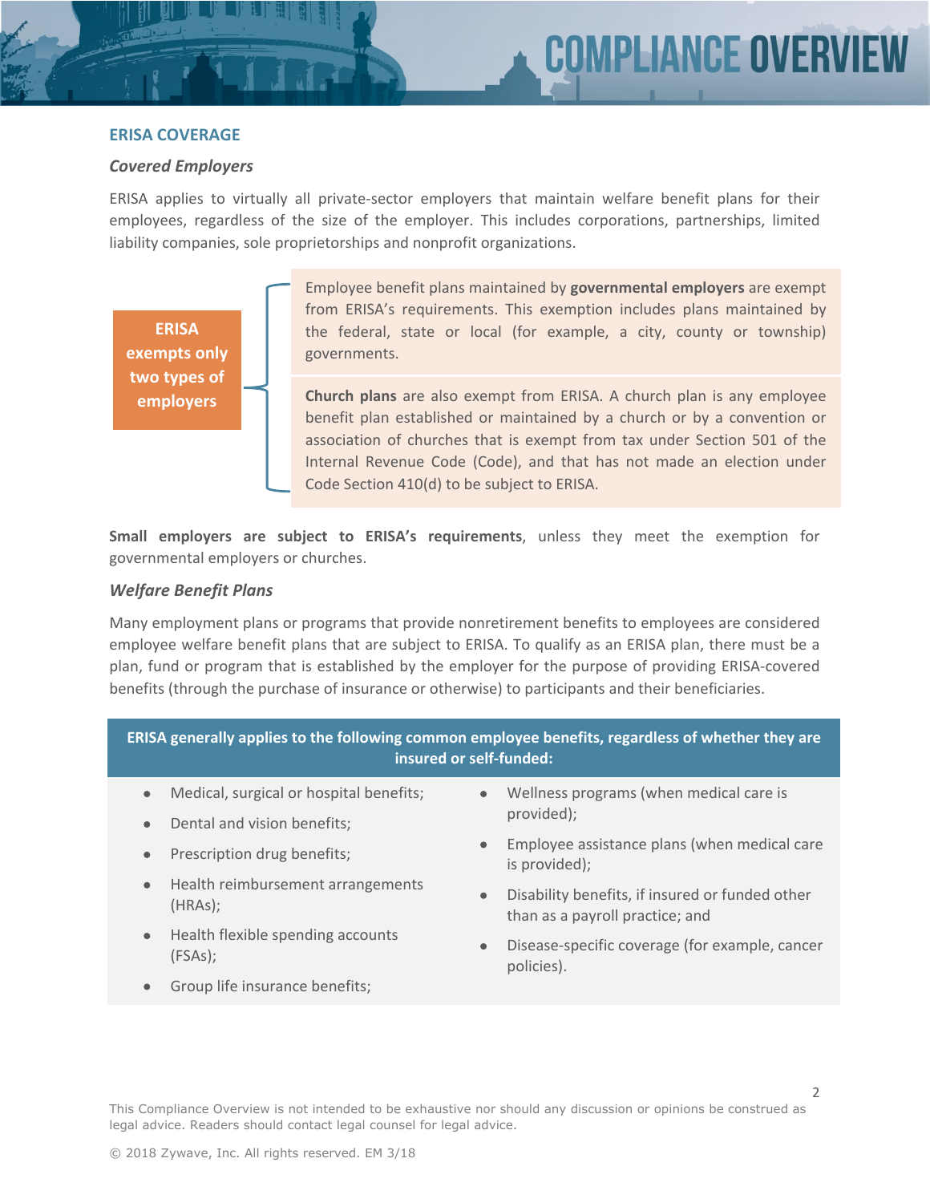## ERISA COVERAGE

### *Covered Employers*

ERISA applies to virtually all private-sector employers that maintain welfare benefit plans for their employees, regardless of the size of the employer. This includes corporations, partnerships, limited liability companies, sole proprietorships and nonprofit organizations.

**ERISA exempts only two types of employers**

Employee benefit plans maintained by **governmental employers** are exempt from ERISA's requirements. This exemption includes plans maintained by the federal, state or local (for example, a city, county or township) governments.

**Church plans** are also exempt from ERISA. A church plan is any employee benefit plan established or maintained by a church or by a convention or association of churches that is exempt from tax under Section 501 of the Internal Revenue Code (Code), and that has not made an election under Code Section 410(d) to be subject to ERISA.

**Small employers are subject to ERISA's requirements**, unless they meet the exemption for governmental employers or churches.

### *Welfare Benefit Plans*

Many employment plans or programs that provide nonretirement benefits to employees are considered employee welfare benefit plans that are subject to ERISA. To qualify as an ERISA plan, there must be a plan, fund or program that is established by the employer for the purpose of providing ERISA-covered benefits (through the purchase of insurance or otherwise) to participants and their beneficiaries.

**ERISA generally applies to the following common employee benefits, regardless of whether they are insured or self-funded:**

- Medical, surgical or hospital benefits;
- Dental and vision benefits;
- Prescription drug benefits;
- Health reimbursement arrangements (HRAs);
- Health flexible spending accounts (FSAs);
- Group life insurance benefits;
- Wellness programs (when medical care is provided);
- Employee assistance plans (when medical care is provided);
- Disability benefits, if insured or funded other than as a payroll practice; and
- Disease-specific coverage (for example, cancer policies).

This Compliance Overview is not intended to be exhaustive nor should any discussion or opinions be construed as legal advice. Readers should contact legal counsel for legal advice.

© 2018 Zywave, Inc. All rights reserved. EM 3/18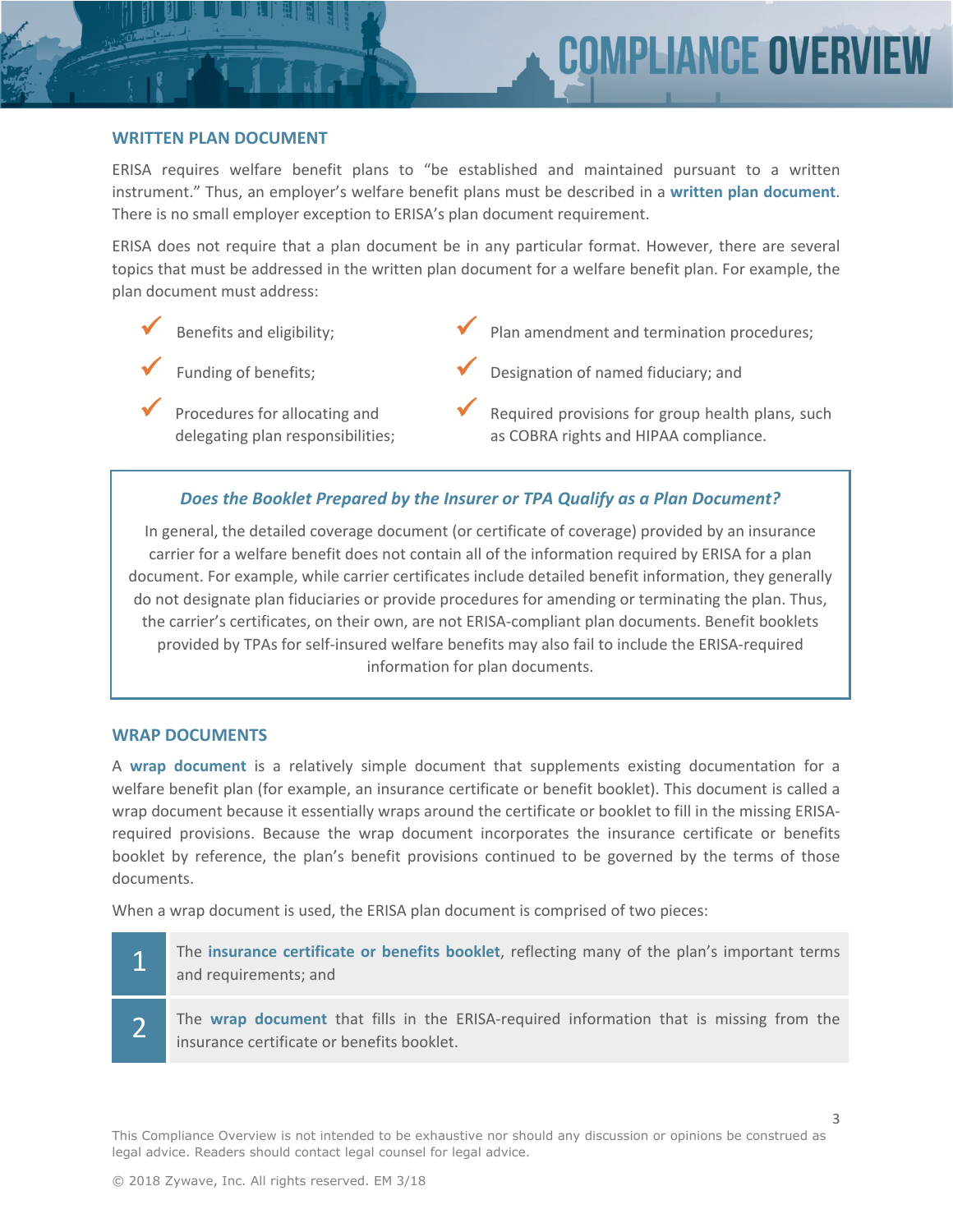## WRITTEN PLAN DOCUMENT

ERISA requires welfare benefit plans to "be established and maintained pursuant to a written instrument." Thus, an employer's welfare benefit plans must be described in a **written plan document**. There is no small employer exception to ERISA's plan document requirement.

ERISA does not require that a plan document be in any particular format. However, there are several topics that must be addressed in the written plan document for a welfare benefit plan. For example, the plan document must address:

- Benefits and eligibility;
- Funding of benefits;
- Procedures for allocating and delegating plan responsibilities;
- Plan amendment and termination procedures;
- Designation of named fiduciary; and
- Required provisions for group health plans, such as COBRA rights and HIPAA compliance.

### *Does the Booklet Prepared by the Insurer or TPA Qualify as a Plan Document?*

In general, the detailed coverage document (or certificate of coverage) provided by an insurance carrier for a welfare benefit does not contain all of the information required by ERISA for a plan document. For example, while carrier certificates include detailed benefit information, they generally do not designate plan fiduciaries or provide procedures for amending or terminating the plan. Thus, the carrier's certificates, on their own, are not ERISA-compliant plan documents. Benefit booklets provided by TPAs for self-insured welfare benefits may also fail to include the ERISA-required information for plan documents.

## WRAP DOCUMENTS

A **wrap document** is a relatively simple document that supplements existing documentation for a welfare benefit plan (for example, an insurance certificate or benefit booklet). This document is called a wrap document because it essentially wraps around the certificate or booklet to fill in the missing ERISA-required provisions. Because the wrap document incorporates the insurance certificate or benefits booklet by reference, the plan's benefit provisions continued to be governed by the terms of those documents.

When a wrap document is used, the ERISA plan document is comprised of two pieces:

1. The **insurance certificate or benefits booklet**, reflecting many of the plan's important terms and requirements; and
2. The **wrap document** that fills in the ERISA-required information that is missing from the insurance certificate or benefits booklet.

This Compliance Overview is not intended to be exhaustive nor should any discussion or opinions be construed as legal advice. Readers should contact legal counsel for legal advice.

© 2018 Zywave, Inc. All rights reserved. EM 3/18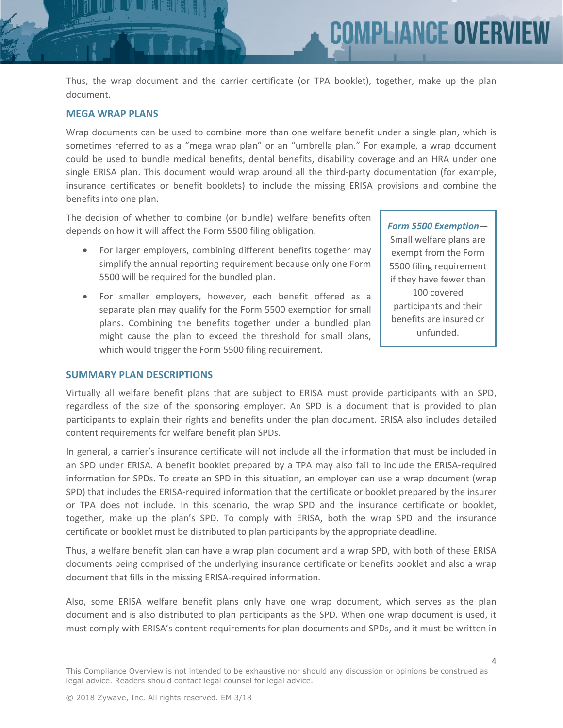Thus, the wrap document and the carrier certificate (or TPA booklet), together, make up the plan document.

### MEGA WRAP PLANS

Wrap documents can be used to combine more than one welfare benefit under a single plan, which is sometimes referred to as a "mega wrap plan" or an "umbrella plan." For example, a wrap document could be used to bundle medical benefits, dental benefits, disability coverage and an HRA under one single ERISA plan. This document would wrap around all the third-party documentation (for example, insurance certificates or benefit booklets) to include the missing ERISA provisions and combine the benefits into one plan.

The decision of whether to combine (or bundle) welfare benefits often depends on how it will affect the Form 5500 filing obligation.

- For larger employers, combining different benefits together may simplify the annual reporting requirement because only one Form 5500 will be required for the bundled plan.
- For smaller employers, however, each benefit offered as a separate plan may qualify for the Form 5500 exemption for small plans. Combining the benefits together under a bundled plan might cause the plan to exceed the threshold for small plans, which would trigger the Form 5500 filing requirement.

> ***Form 5500 Exemption***— Small welfare plans are exempt from the Form 5500 filing requirement if they have fewer than 100 covered participants and their benefits are insured or unfunded.

### SUMMARY PLAN DESCRIPTIONS

Virtually all welfare benefit plans that are subject to ERISA must provide participants with an SPD, regardless of the size of the sponsoring employer. An SPD is a document that is provided to plan participants to explain their rights and benefits under the plan document. ERISA also includes detailed content requirements for welfare benefit plan SPDs.

In general, a carrier's insurance certificate will not include all the information that must be included in an SPD under ERISA. A benefit booklet prepared by a TPA may also fail to include the ERISA-required information for SPDs. To create an SPD in this situation, an employer can use a wrap document (wrap SPD) that includes the ERISA-required information that the certificate or booklet prepared by the insurer or TPA does not include. In this scenario, the wrap SPD and the insurance certificate or booklet, together, make up the plan's SPD. To comply with ERISA, both the wrap SPD and the insurance certificate or booklet must be distributed to plan participants by the appropriate deadline.

Thus, a welfare benefit plan can have a wrap plan document and a wrap SPD, with both of these ERISA documents being comprised of the underlying insurance certificate or benefits booklet and also a wrap document that fills in the missing ERISA-required information.

Also, some ERISA welfare benefit plans only have one wrap document, which serves as the plan document and is also distributed to plan participants as the SPD. When one wrap document is used, it must comply with ERISA's content requirements for plan documents and SPDs, and it must be written in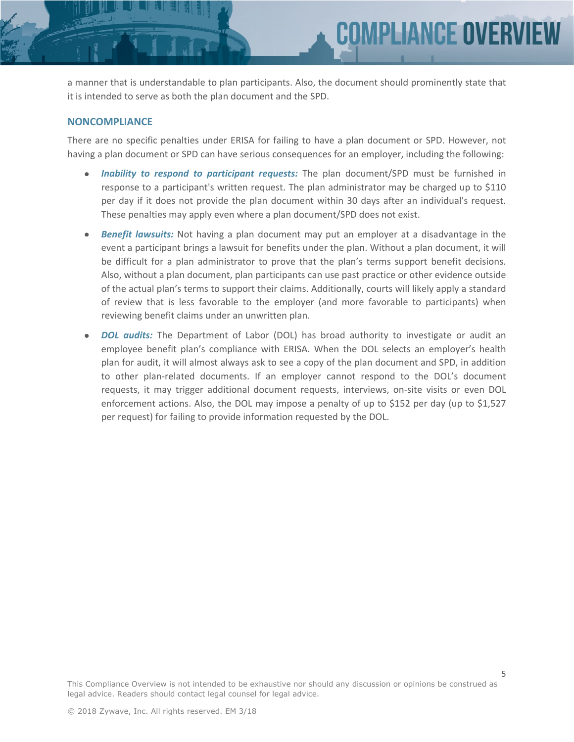a manner that is understandable to plan participants. Also, the document should prominently state that it is intended to serve as both the plan document and the SPD.

## NONCOMPLIANCE

There are no specific penalties under ERISA for failing to have a plan document or SPD. However, not having a plan document or SPD can have serious consequences for an employer, including the following:

- ***Inability to respond to participant requests:*** The plan document/SPD must be furnished in response to a participant's written request. The plan administrator may be charged up to $110 per day if it does not provide the plan document within 30 days after an individual's request. These penalties may apply even where a plan document/SPD does not exist.
- ***Benefit lawsuits:*** Not having a plan document may put an employer at a disadvantage in the event a participant brings a lawsuit for benefits under the plan. Without a plan document, it will be difficult for a plan administrator to prove that the plan's terms support benefit decisions. Also, without a plan document, plan participants can use past practice or other evidence outside of the actual plan's terms to support their claims. Additionally, courts will likely apply a standard of review that is less favorable to the employer (and more favorable to participants) when reviewing benefit claims under an unwritten plan.
- ***DOL audits:*** The Department of Labor (DOL) has broad authority to investigate or audit an employee benefit plan's compliance with ERISA. When the DOL selects an employer's health plan for audit, it will almost always ask to see a copy of the plan document and SPD, in addition to other plan-related documents. If an employer cannot respond to the DOL's document requests, it may trigger additional document requests, interviews, on-site visits or even DOL enforcement actions. Also, the DOL may impose a penalty of up to $152 per day (up to $1,527 per request) for failing to provide information requested by the DOL.